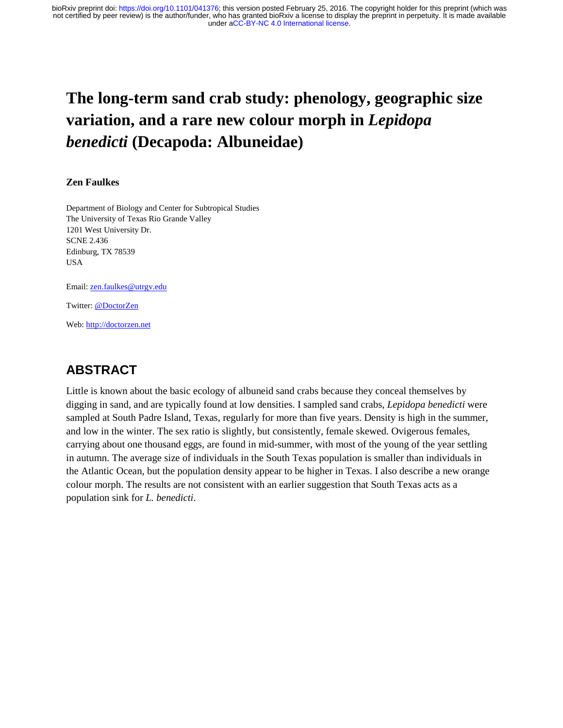# The long-term sand crab study: phenology, geographic size variation, and a rare new colour morph in *Lepidopa benedicti* (Decapoda: Albuneidae)

**Zen Faulkes**

Department of Biology and Center for Subtropical Studies
The University of Texas Rio Grande Valley
1201 West University Dr.
SCNE 2.436
Edinburg, TX 78539
USA

Email: zen.faulkes@utrgv.edu

Twitter: @DoctorZen

Web: http://doctorzen.net

## ABSTRACT

Little is known about the basic ecology of albuneid sand crabs because they conceal themselves by digging in sand, and are typically found at low densities. I sampled sand crabs, *Lepidopa benedicti* were sampled at South Padre Island, Texas, regularly for more than five years. Density is high in the summer, and low in the winter. The sex ratio is slightly, but consistently, female skewed. Ovigerous females, carrying about one thousand eggs, are found in mid-summer, with most of the young of the year settling in autumn. The average size of individuals in the South Texas population is smaller than individuals in the Atlantic Ocean, but the population density appear to be higher in Texas. I also describe a new orange colour morph. The results are not consistent with an earlier suggestion that South Texas acts as a population sink for *L. benedicti*.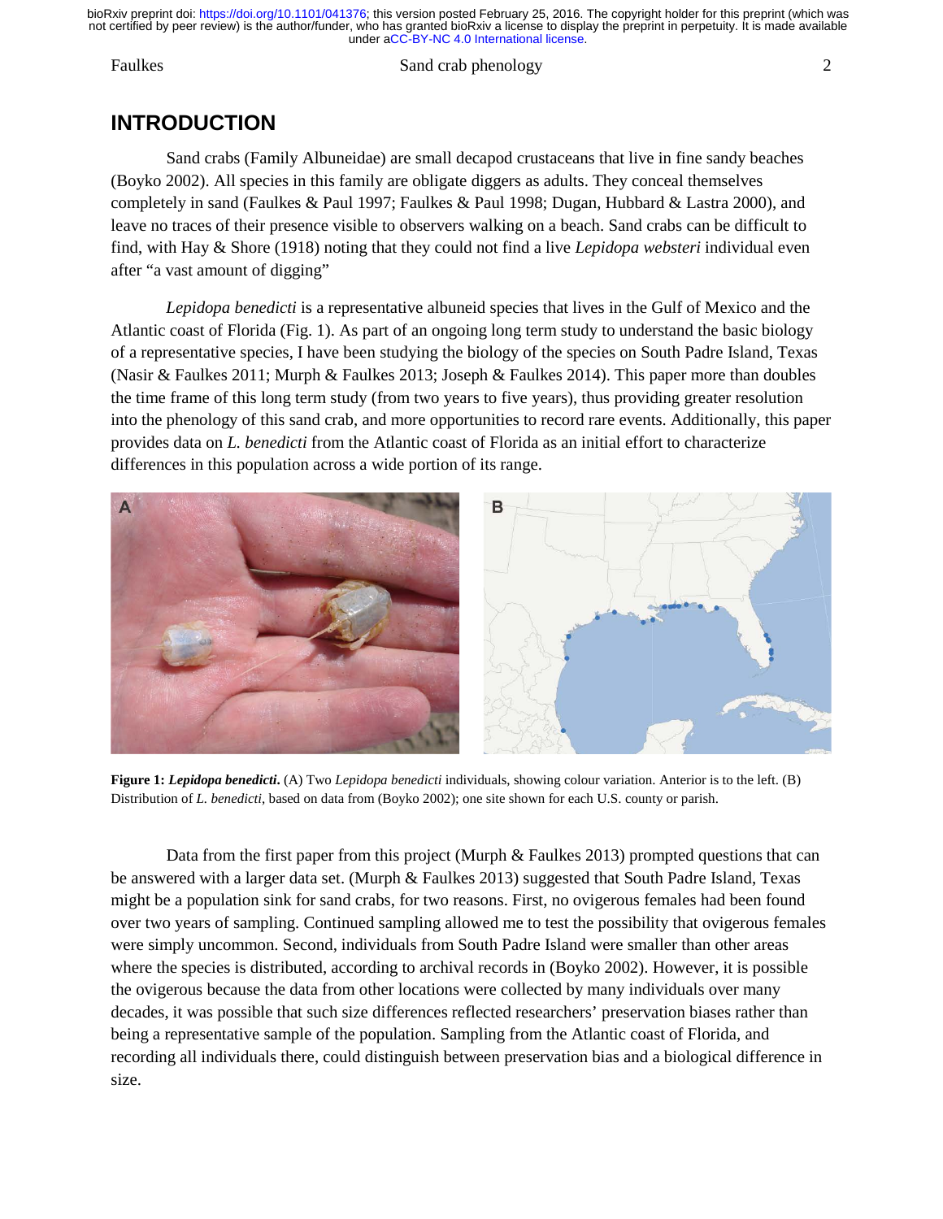## INTRODUCTION

Sand crabs (Family Albuneidae) are small decapod crustaceans that live in fine sandy beaches (Boyko 2002). All species in this family are obligate diggers as adults. They conceal themselves completely in sand (Faulkes & Paul 1997; Faulkes & Paul 1998; Dugan, Hubbard & Lastra 2000), and leave no traces of their presence visible to observers walking on a beach. Sand crabs can be difficult to find, with Hay & Shore (1918) noting that they could not find a live *Lepidopa websteri* individual even after "a vast amount of digging"

*Lepidopa benedicti* is a representative albuneid species that lives in the Gulf of Mexico and the Atlantic coast of Florida (Fig. 1). As part of an ongoing long term study to understand the basic biology of a representative species, I have been studying the biology of the species on South Padre Island, Texas (Nasir & Faulkes 2011; Murph & Faulkes 2013; Joseph & Faulkes 2014). This paper more than doubles the time frame of this long term study (from two years to five years), thus providing greater resolution into the phenology of this sand crab, and more opportunities to record rare events. Additionally, this paper provides data on *L. benedicti* from the Atlantic coast of Florida as an initial effort to characterize differences in this population across a wide portion of its range.

**Figure 1:** ***Lepidopa benedicti*****.** (A) Two *Lepidopa benedicti* individuals, showing colour variation. Anterior is to the left. (B) Distribution of *L. benedicti*, based on data from (Boyko 2002); one site shown for each U.S. county or parish.

Data from the first paper from this project (Murph & Faulkes 2013) prompted questions that can be answered with a larger data set. (Murph & Faulkes 2013) suggested that South Padre Island, Texas might be a population sink for sand crabs, for two reasons. First, no ovigerous females had been found over two years of sampling. Continued sampling allowed me to test the possibility that ovigerous females were simply uncommon. Second, individuals from South Padre Island were smaller than other areas where the species is distributed, according to archival records in (Boyko 2002). However, it is possible the ovigerous because the data from other locations were collected by many individuals over many decades, it was possible that such size differences reflected researchers' preservation biases rather than being a representative sample of the population. Sampling from the Atlantic coast of Florida, and recording all individuals there, could distinguish between preservation bias and a biological difference in size.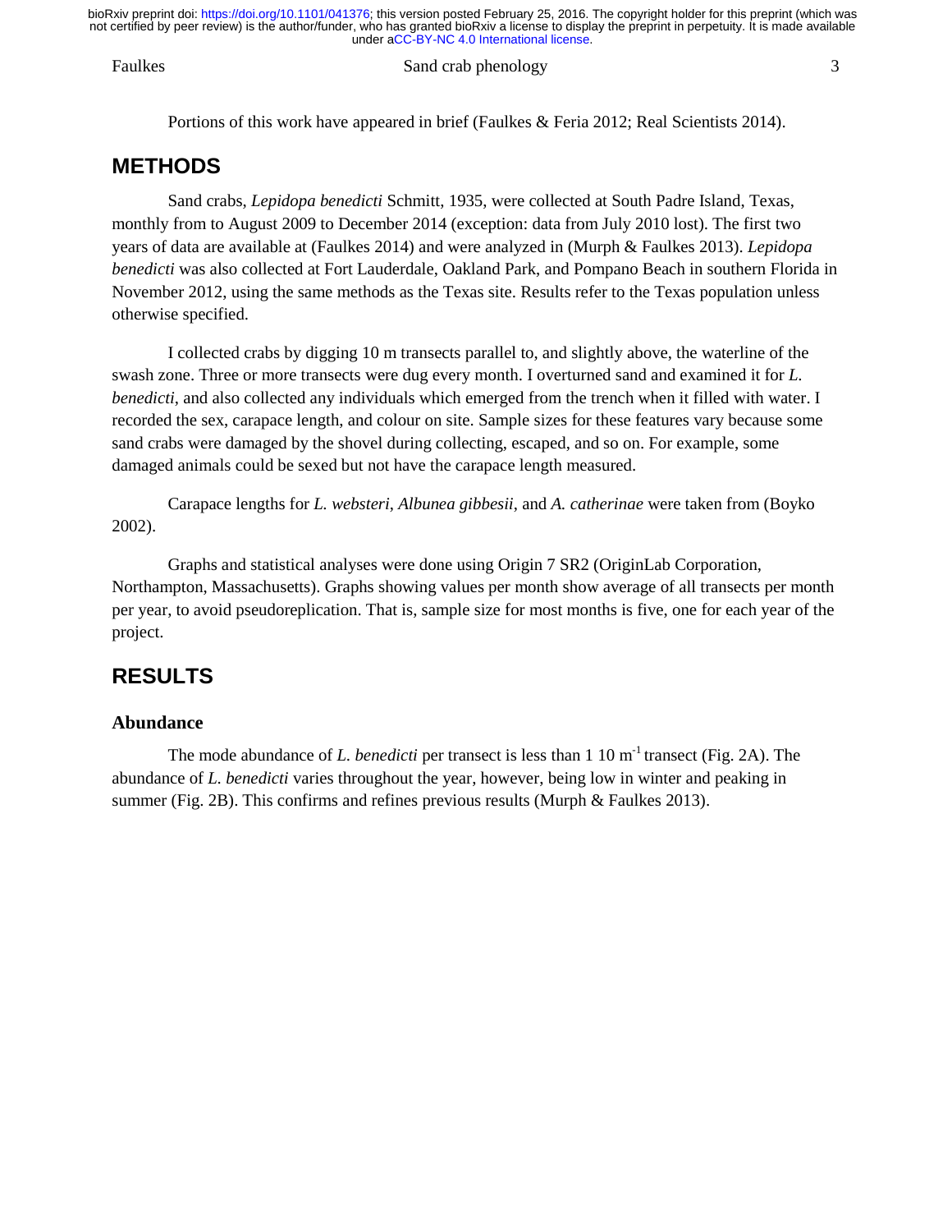Portions of this work have appeared in brief (Faulkes & Feria 2012; Real Scientists 2014).

## METHODS

Sand crabs, *Lepidopa benedicti* Schmitt, 1935, were collected at South Padre Island, Texas, monthly from to August 2009 to December 2014 (exception: data from July 2010 lost). The first two years of data are available at (Faulkes 2014) and were analyzed in (Murph & Faulkes 2013). *Lepidopa benedicti* was also collected at Fort Lauderdale, Oakland Park, and Pompano Beach in southern Florida in November 2012, using the same methods as the Texas site. Results refer to the Texas population unless otherwise specified.

I collected crabs by digging 10 m transects parallel to, and slightly above, the waterline of the swash zone. Three or more transects were dug every month. I overturned sand and examined it for *L. benedicti*, and also collected any individuals which emerged from the trench when it filled with water. I recorded the sex, carapace length, and colour on site. Sample sizes for these features vary because some sand crabs were damaged by the shovel during collecting, escaped, and so on. For example, some damaged animals could be sexed but not have the carapace length measured.

Carapace lengths for *L. websteri*, *Albunea gibbesii*, and *A. catherinae* were taken from (Boyko 2002).

Graphs and statistical analyses were done using Origin 7 SR2 (OriginLab Corporation, Northampton, Massachusetts). Graphs showing values per month show average of all transects per month per year, to avoid pseudoreplication. That is, sample size for most months is five, one for each year of the project.

## RESULTS

### Abundance

The mode abundance of *L. benedicti* per transect is less than 1 10 $m^{-1}$ transect (Fig. 2A). The abundance of *L. benedicti* varies throughout the year, however, being low in winter and peaking in summer (Fig. 2B). This confirms and refines previous results (Murph & Faulkes 2013).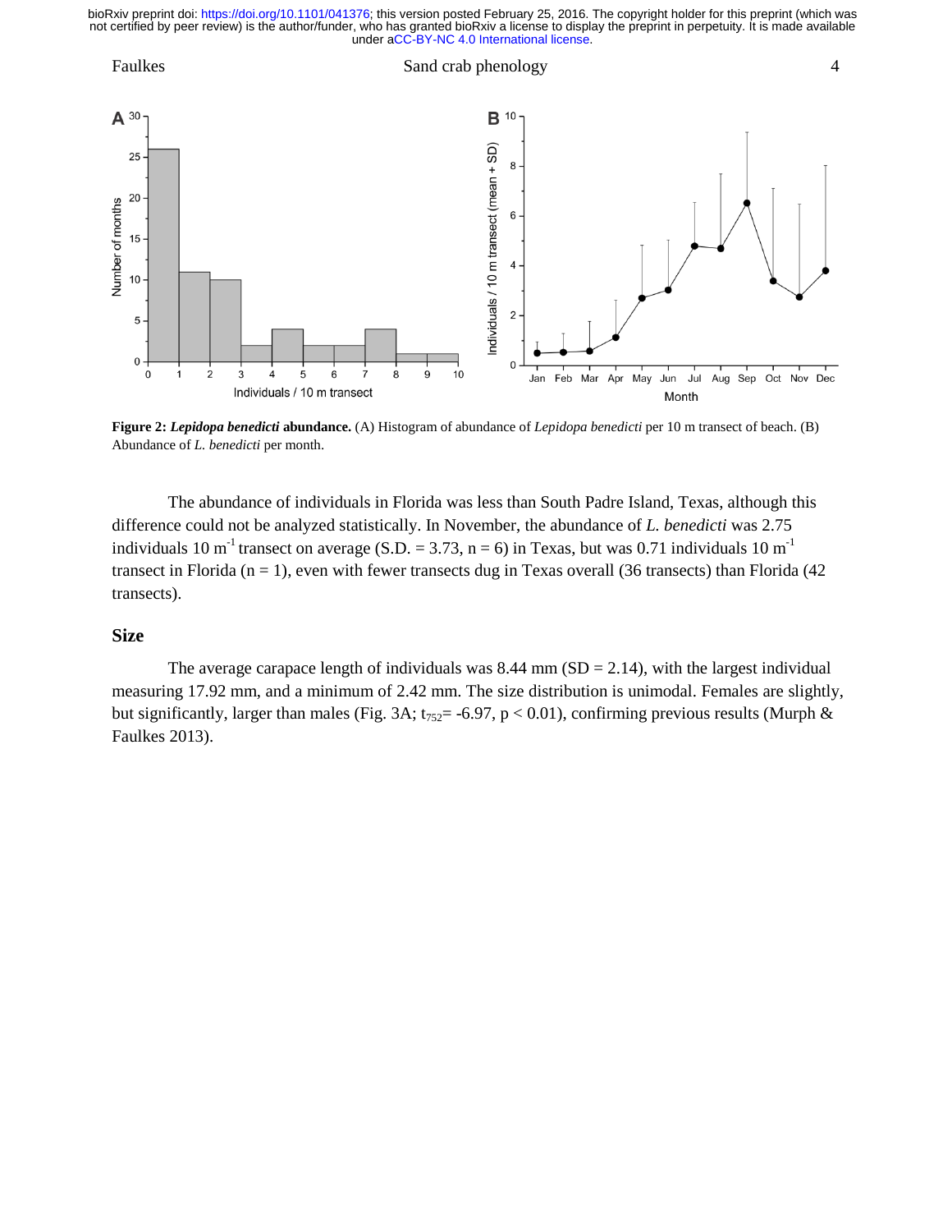**Figure 2: *Lepidopa benedicti* abundance.** (A) Histogram of abundance of *Lepidopa benedicti* per 10 m transect of beach. (B) Abundance of *L. benedicti* per month.

The abundance of individuals in Florida was less than South Padre Island, Texas, although this difference could not be analyzed statistically. In November, the abundance of *L. benedicti* was 2.75 individuals 10 $m^{-1}$ transect on average (S.D. = 3.73, n = 6) in Texas, but was 0.71 individuals 10 $m^{-1}$ transect in Florida (n = 1), even with fewer transects dug in Texas overall (36 transects) than Florida (42 transects).

## Size

The average carapace length of individuals was 8.44 mm (SD = 2.14), with the largest individual measuring 17.92 mm, and a minimum of 2.42 mm. The size distribution is unimodal. Females are slightly, but significantly, larger than males (Fig. 3A; $t_{752}$= -6.97, $p < 0.01$), confirming previous results (Murph & Faulkes 2013).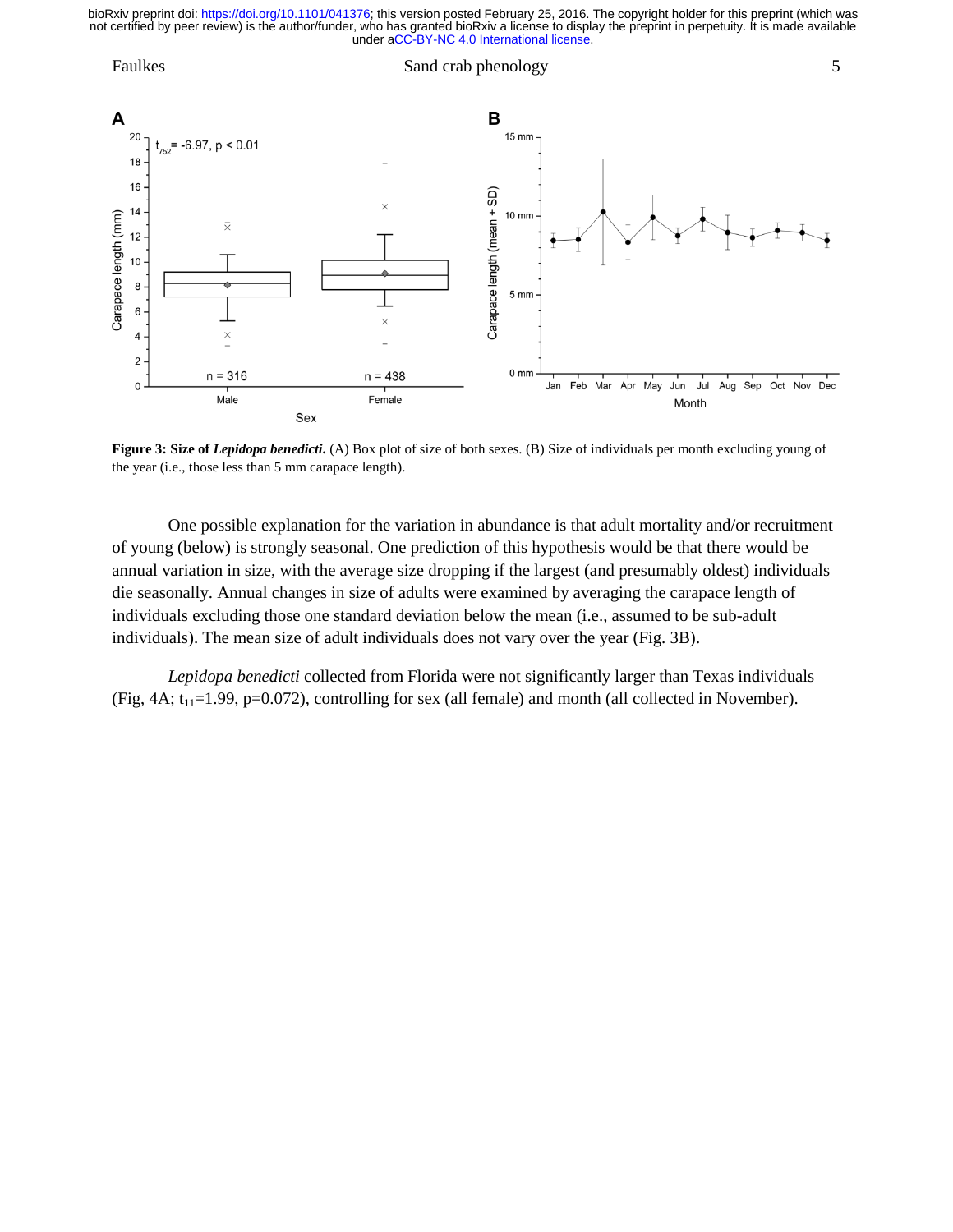**Figure 3: Size of *Lepidopa benedicti*.** (A) Box plot of size of both sexes. (B) Size of individuals per month excluding young of the year (i.e., those less than 5 mm carapace length).

One possible explanation for the variation in abundance is that adult mortality and/or recruitment of young (below) is strongly seasonal. One prediction of this hypothesis would be that there would be annual variation in size, with the average size dropping if the largest (and presumably oldest) individuals die seasonally. Annual changes in size of adults were examined by averaging the carapace length of individuals excluding those one standard deviation below the mean (i.e., assumed to be sub-adult individuals). The mean size of adult individuals does not vary over the year (Fig. 3B).

*Lepidopa benedicti* collected from Florida were not significantly larger than Texas individuals (Fig, 4A; $t_{11}$=1.99, p=0.072), controlling for sex (all female) and month (all collected in November).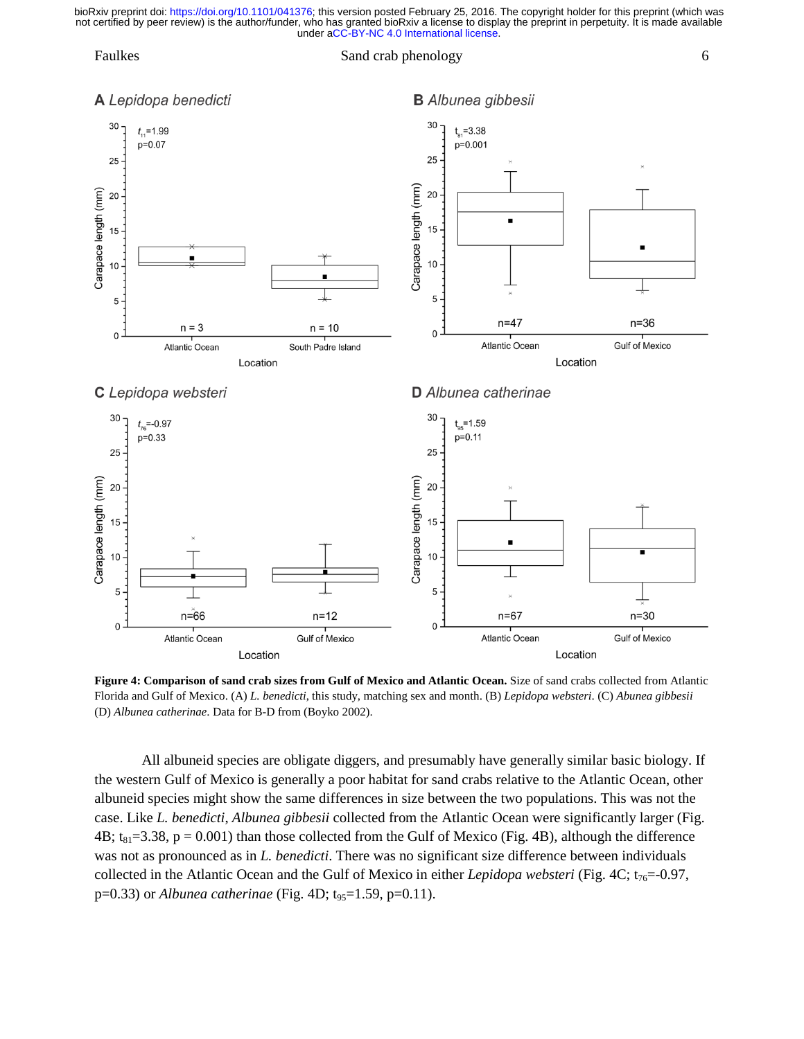**Figure 4: Comparison of sand crab sizes from Gulf of Mexico and Atlantic Ocean.** Size of sand crabs collected from Atlantic Florida and Gulf of Mexico. (A) *L. benedicti*, this study, matching sex and month. (B) *Lepidopa websteri*. (C) *Abunea gibbesii* (D) *Albunea catherinae*. Data for B-D from (Boyko 2002).

All albuneid species are obligate diggers, and presumably have generally similar basic biology. If the western Gulf of Mexico is generally a poor habitat for sand crabs relative to the Atlantic Ocean, other albuneid species might show the same differences in size between the two populations. This was not the case. Like *L. benedicti*, *Albunea gibbesii* collected from the Atlantic Ocean were significantly larger (Fig. 4B; $t_{81}$=3.38, p = 0.001) than those collected from the Gulf of Mexico (Fig. 4B), although the difference was not as pronounced as in *L. benedicti*. There was no significant size difference between individuals collected in the Atlantic Ocean and the Gulf of Mexico in either *Lepidopa websteri* (Fig. 4C; $t_{76}$=-0.97, p=0.33) or *Albunea catherinae* (Fig. 4D; $t_{95}$=1.59, p=0.11).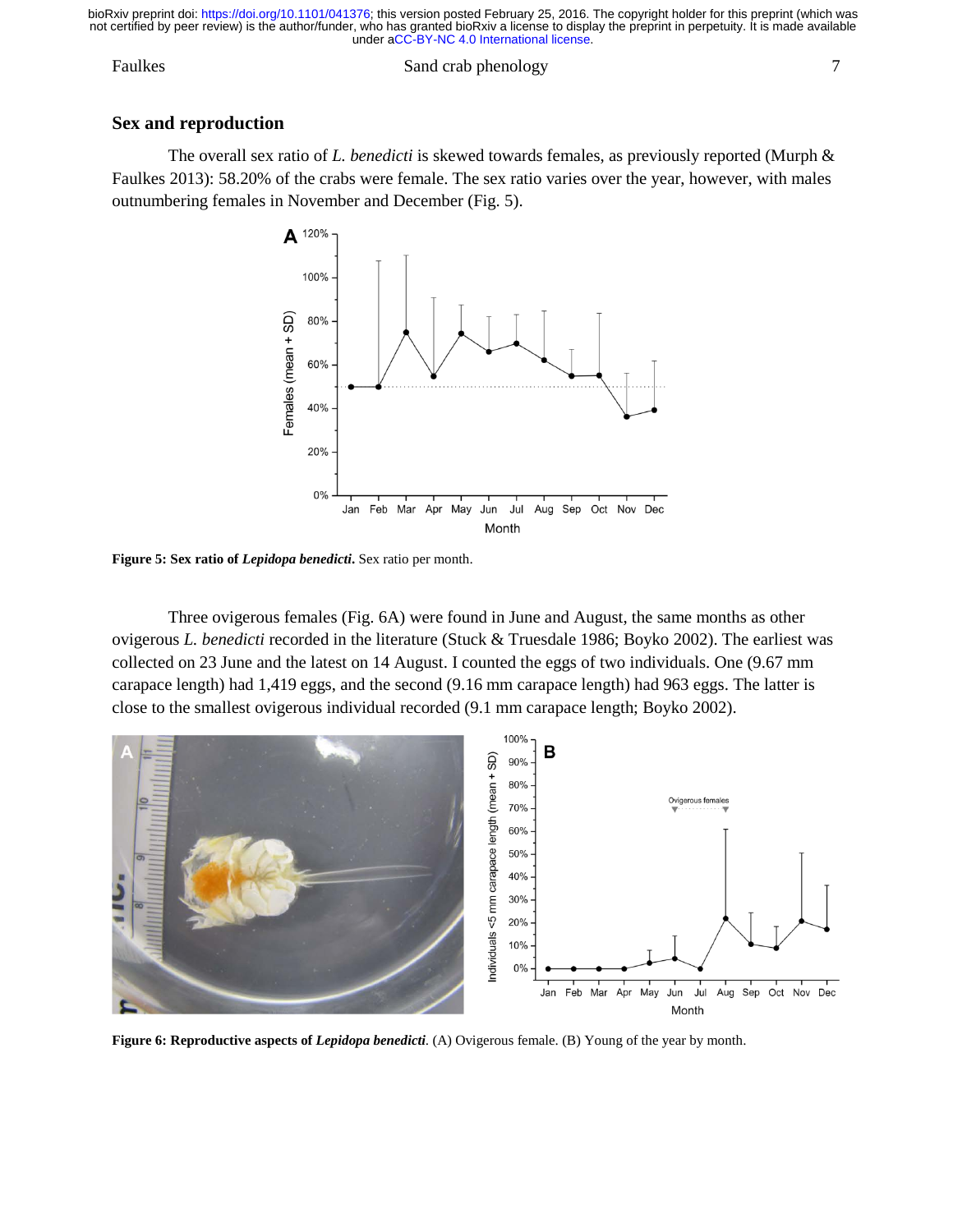## Sex and reproduction

The overall sex ratio of *L. benedicti* is skewed towards females, as previously reported (Murph & Faulkes 2013): 58.20% of the crabs were female. The sex ratio varies over the year, however, with males outnumbering females in November and December (Fig. 5).

**Figure 5: Sex ratio of *Lepidopa benedicti*.** Sex ratio per month.

Three ovigerous females (Fig. 6A) were found in June and August, the same months as other ovigerous *L. benedicti* recorded in the literature (Stuck & Truesdale 1986; Boyko 2002). The earliest was collected on 23 June and the latest on 14 August. I counted the eggs of two individuals. One (9.67 mm carapace length) had 1,419 eggs, and the second (9.16 mm carapace length) had 963 eggs. The latter is close to the smallest ovigerous individual recorded (9.1 mm carapace length; Boyko 2002).

**Figure 6: Reproductive aspects of *Lepidopa benedicti*.** (A) Ovigerous female. (B) Young of the year by month.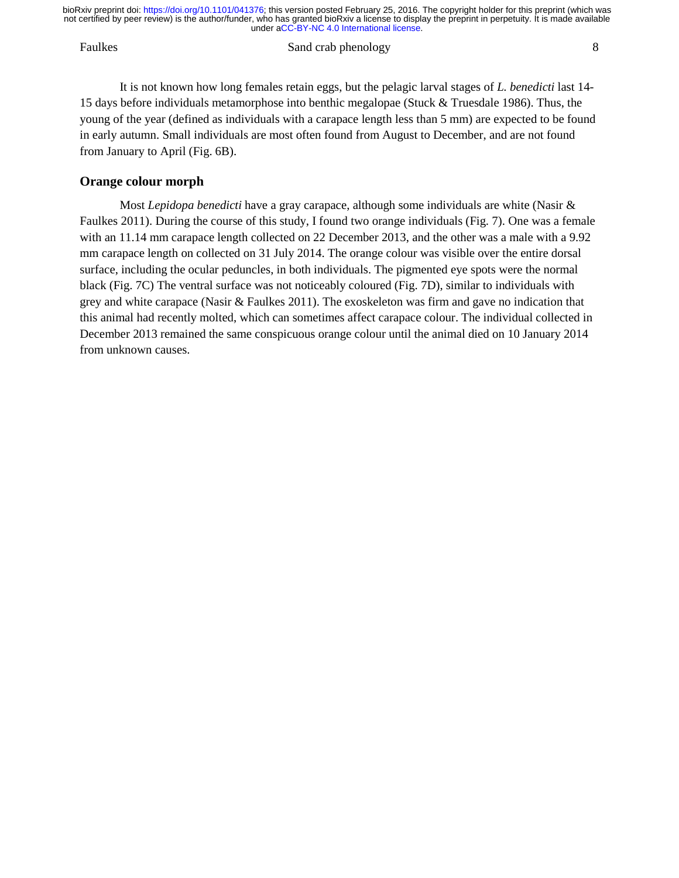It is not known how long females retain eggs, but the pelagic larval stages of *L. benedicti* last 14-15 days before individuals metamorphose into benthic megalopae (Stuck & Truesdale 1986). Thus, the young of the year (defined as individuals with a carapace length less than 5 mm) are expected to be found in early autumn. Small individuals are most often found from August to December, and are not found from January to April (Fig. 6B).

## Orange colour morph

Most *Lepidopa benedicti* have a gray carapace, although some individuals are white (Nasir & Faulkes 2011). During the course of this study, I found two orange individuals (Fig. 7). One was a female with an 11.14 mm carapace length collected on 22 December 2013, and the other was a male with a 9.92 mm carapace length on collected on 31 July 2014. The orange colour was visible over the entire dorsal surface, including the ocular peduncles, in both individuals. The pigmented eye spots were the normal black (Fig. 7C) The ventral surface was not noticeably coloured (Fig. 7D), similar to individuals with grey and white carapace (Nasir & Faulkes 2011). The exoskeleton was firm and gave no indication that this animal had recently molted, which can sometimes affect carapace colour. The individual collected in December 2013 remained the same conspicuous orange colour until the animal died on 10 January 2014 from unknown causes.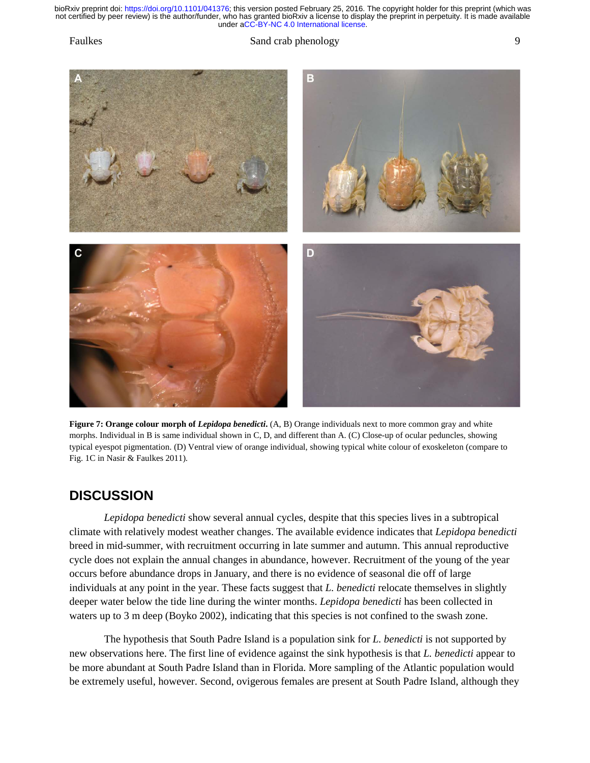**Figure 7: Orange colour morph of *Lepidopa benedicti*.** (A, B) Orange individuals next to more common gray and white morphs. Individual in B is same individual shown in C, D, and different than A. (C) Close-up of ocular peduncles, showing typical eyespot pigmentation. (D) Ventral view of orange individual, showing typical white colour of exoskeleton (compare to Fig. 1C in Nasir & Faulkes 2011).

## DISCUSSION

*Lepidopa benedicti* show several annual cycles, despite that this species lives in a subtropical climate with relatively modest weather changes. The available evidence indicates that *Lepidopa benedicti* breed in mid-summer, with recruitment occurring in late summer and autumn. This annual reproductive cycle does not explain the annual changes in abundance, however. Recruitment of the young of the year occurs before abundance drops in January, and there is no evidence of seasonal die off of large individuals at any point in the year. These facts suggest that *L. benedicti* relocate themselves in slightly deeper water below the tide line during the winter months. *Lepidopa benedicti* has been collected in waters up to 3 m deep (Boyko 2002), indicating that this species is not confined to the swash zone.

The hypothesis that South Padre Island is a population sink for *L. benedicti* is not supported by new observations here. The first line of evidence against the sink hypothesis is that *L. benedicti* appear to be more abundant at South Padre Island than in Florida. More sampling of the Atlantic population would be extremely useful, however. Second, ovigerous females are present at South Padre Island, although they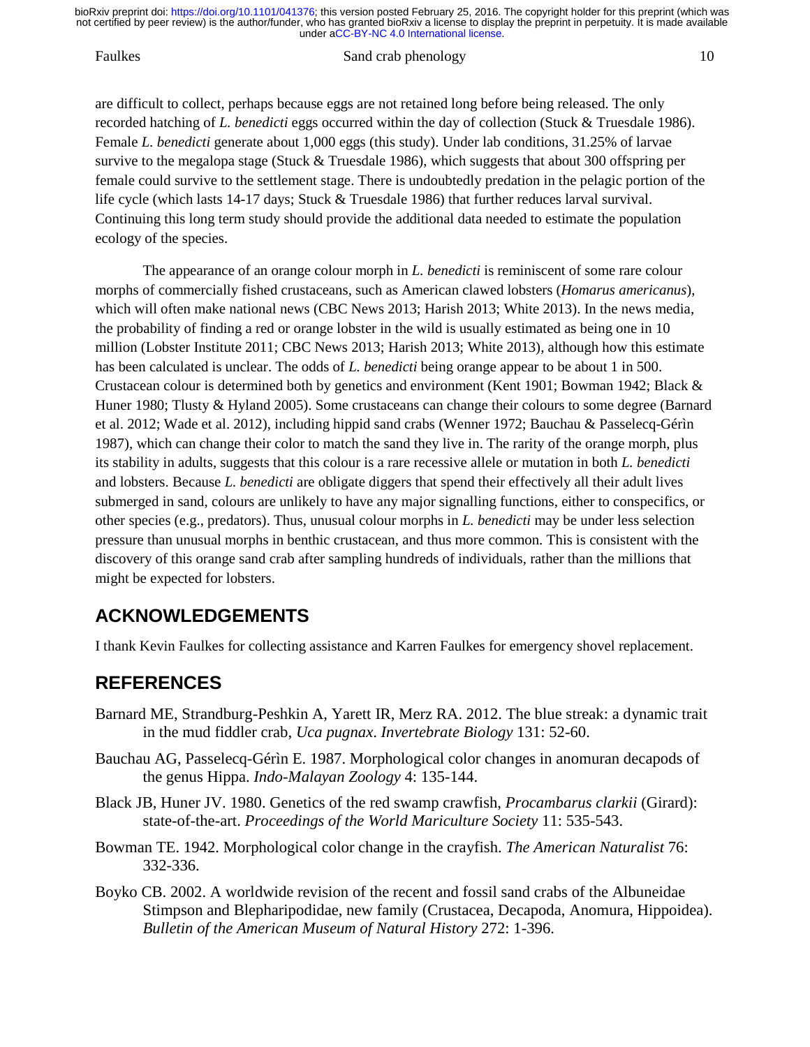are difficult to collect, perhaps because eggs are not retained long before being released. The only recorded hatching of *L. benedicti* eggs occurred within the day of collection (Stuck & Truesdale 1986). Female *L. benedicti* generate about 1,000 eggs (this study). Under lab conditions, 31.25% of larvae survive to the megalopa stage (Stuck & Truesdale 1986), which suggests that about 300 offspring per female could survive to the settlement stage. There is undoubtedly predation in the pelagic portion of the life cycle (which lasts 14-17 days; Stuck & Truesdale 1986) that further reduces larval survival. Continuing this long term study should provide the additional data needed to estimate the population ecology of the species.

The appearance of an orange colour morph in *L. benedicti* is reminiscent of some rare colour morphs of commercially fished crustaceans, such as American clawed lobsters (*Homarus americanus*), which will often make national news (CBC News 2013; Harish 2013; White 2013). In the news media, the probability of finding a red or orange lobster in the wild is usually estimated as being one in 10 million (Lobster Institute 2011; CBC News 2013; Harish 2013; White 2013), although how this estimate has been calculated is unclear. The odds of *L. benedicti* being orange appear to be about 1 in 500. Crustacean colour is determined both by genetics and environment (Kent 1901; Bowman 1942; Black & Huner 1980; Tlusty & Hyland 2005). Some crustaceans can change their colours to some degree (Barnard et al. 2012; Wade et al. 2012), including hippid sand crabs (Wenner 1972; Bauchau & Passelecq-Gérìn 1987), which can change their color to match the sand they live in. The rarity of the orange morph, plus its stability in adults, suggests that this colour is a rare recessive allele or mutation in both *L. benedicti* and lobsters. Because *L. benedicti* are obligate diggers that spend their effectively all their adult lives submerged in sand, colours are unlikely to have any major signalling functions, either to conspecifics, or other species (e.g., predators). Thus, unusual colour morphs in *L. benedicti* may be under less selection pressure than unusual morphs in benthic crustacean, and thus more common. This is consistent with the discovery of this orange sand crab after sampling hundreds of individuals, rather than the millions that might be expected for lobsters.

## ACKNOWLEDGEMENTS

I thank Kevin Faulkes for collecting assistance and Karren Faulkes for emergency shovel replacement.

## REFERENCES

Barnard ME, Strandburg-Peshkin A, Yarett IR, Merz RA. 2012. The blue streak: a dynamic trait in the mud fiddler crab, *Uca pugnax*. *Invertebrate Biology* 131: 52-60.

Bauchau AG, Passelecq-Gérìn E. 1987. Morphological color changes in anomuran decapods of the genus Hippa. *Indo-Malayan Zoology* 4: 135-144.

Black JB, Huner JV. 1980. Genetics of the red swamp crawfish, *Procambarus clarkii* (Girard): state-of-the-art. *Proceedings of the World Mariculture Society* 11: 535-543.

Bowman TE. 1942. Morphological color change in the crayfish. *The American Naturalist* 76: 332-336.

Boyko CB. 2002. A worldwide revision of the recent and fossil sand crabs of the Albuneidae Stimpson and Blepharipodidae, new family (Crustacea, Decapoda, Anomura, Hippoidea). *Bulletin of the American Museum of Natural History* 272: 1-396.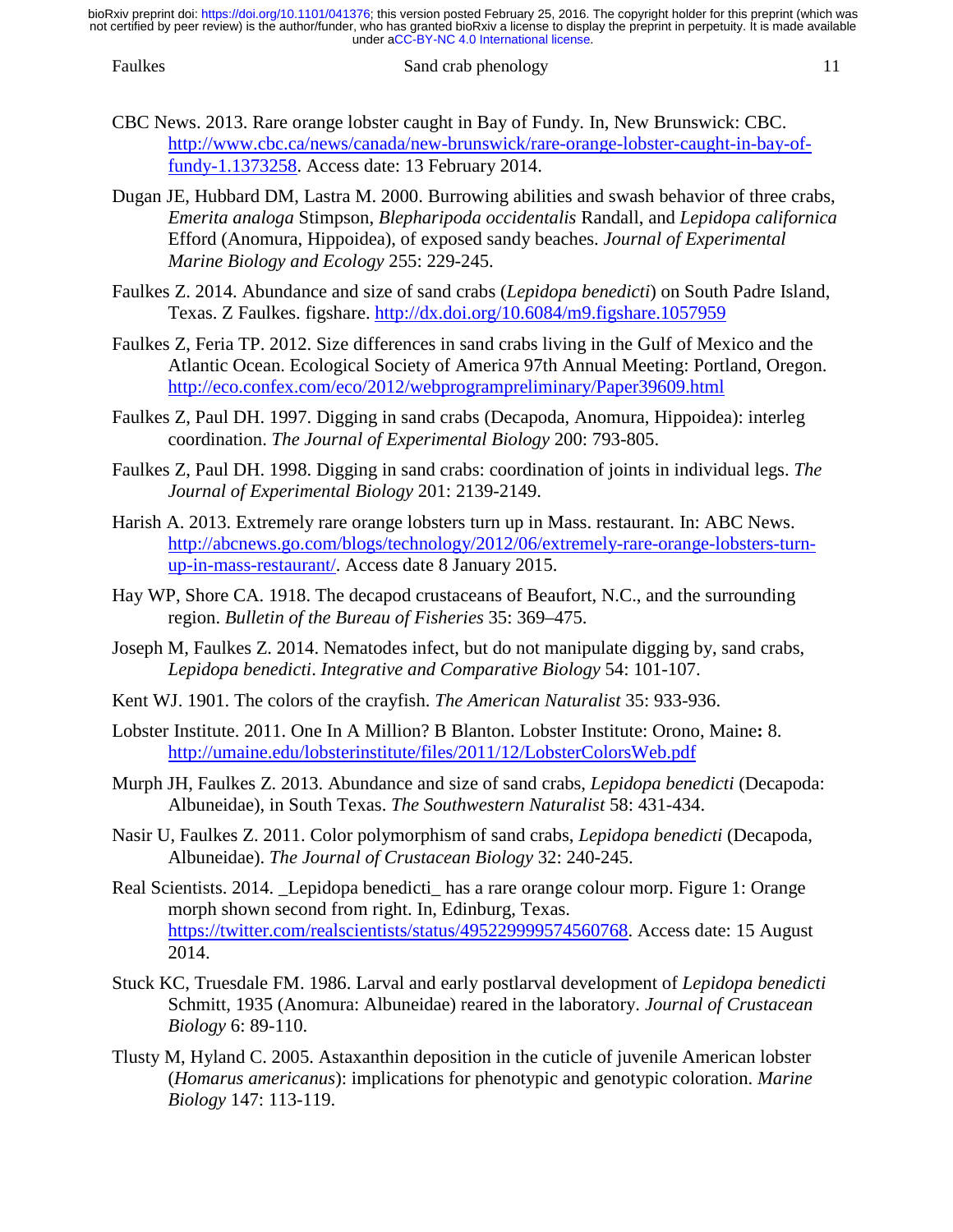CBC News. 2013. Rare orange lobster caught in Bay of Fundy. In, New Brunswick: CBC. http://www.cbc.ca/news/canada/new-brunswick/rare-orange-lobster-caught-in-bay-of-fundy-1.1373258. Access date: 13 February 2014.

Dugan JE, Hubbard DM, Lastra M. 2000. Burrowing abilities and swash behavior of three crabs, *Emerita analoga* Stimpson, *Blepharipoda occidentalis* Randall, and *Lepidopa californica* Efford (Anomura, Hippoidea), of exposed sandy beaches. *Journal of Experimental Marine Biology and Ecology* 255: 229-245.

Faulkes Z. 2014. Abundance and size of sand crabs (*Lepidopa benedicti*) on South Padre Island, Texas. Z Faulkes. figshare. http://dx.doi.org/10.6084/m9.figshare.1057959

Faulkes Z, Feria TP. 2012. Size differences in sand crabs living in the Gulf of Mexico and the Atlantic Ocean. Ecological Society of America 97th Annual Meeting: Portland, Oregon. http://eco.confex.com/eco/2012/webprogrampreliminary/Paper39609.html

Faulkes Z, Paul DH. 1997. Digging in sand crabs (Decapoda, Anomura, Hippoidea): interleg coordination. *The Journal of Experimental Biology* 200: 793-805.

Faulkes Z, Paul DH. 1998. Digging in sand crabs: coordination of joints in individual legs. *The Journal of Experimental Biology* 201: 2139-2149.

Harish A. 2013. Extremely rare orange lobsters turn up in Mass. restaurant. In: ABC News. http://abcnews.go.com/blogs/technology/2012/06/extremely-rare-orange-lobsters-turn-up-in-mass-restaurant/. Access date 8 January 2015.

Hay WP, Shore CA. 1918. The decapod crustaceans of Beaufort, N.C., and the surrounding region. *Bulletin of the Bureau of Fisheries* 35: 369–475.

Joseph M, Faulkes Z. 2014. Nematodes infect, but do not manipulate digging by, sand crabs, *Lepidopa benedicti*. *Integrative and Comparative Biology* 54: 101-107.

Kent WJ. 1901. The colors of the crayfish. *The American Naturalist* 35: 933-936.

Lobster Institute. 2011. One In A Million? B Blanton. Lobster Institute: Orono, Maine**:** 8. http://umaine.edu/lobsterinstitute/files/2011/12/LobsterColorsWeb.pdf

Murph JH, Faulkes Z. 2013. Abundance and size of sand crabs, *Lepidopa benedicti* (Decapoda: Albuneidae), in South Texas. *The Southwestern Naturalist* 58: 431-434.

Nasir U, Faulkes Z. 2011. Color polymorphism of sand crabs, *Lepidopa benedicti* (Decapoda, Albuneidae). *The Journal of Crustacean Biology* 32: 240-245.

Real Scientists. 2014. _Lepidopa benedicti_ has a rare orange colour morp. Figure 1: Orange morph shown second from right. In, Edinburg, Texas. https://twitter.com/realscientists/status/495229999574560768. Access date: 15 August 2014.

Stuck KC, Truesdale FM. 1986. Larval and early postlarval development of *Lepidopa benedicti* Schmitt, 1935 (Anomura: Albuneidae) reared in the laboratory. *Journal of Crustacean Biology* 6: 89-110.

Tlusty M, Hyland C. 2005. Astaxanthin deposition in the cuticle of juvenile American lobster (*Homarus americanus*): implications for phenotypic and genotypic coloration. *Marine Biology* 147: 113-119.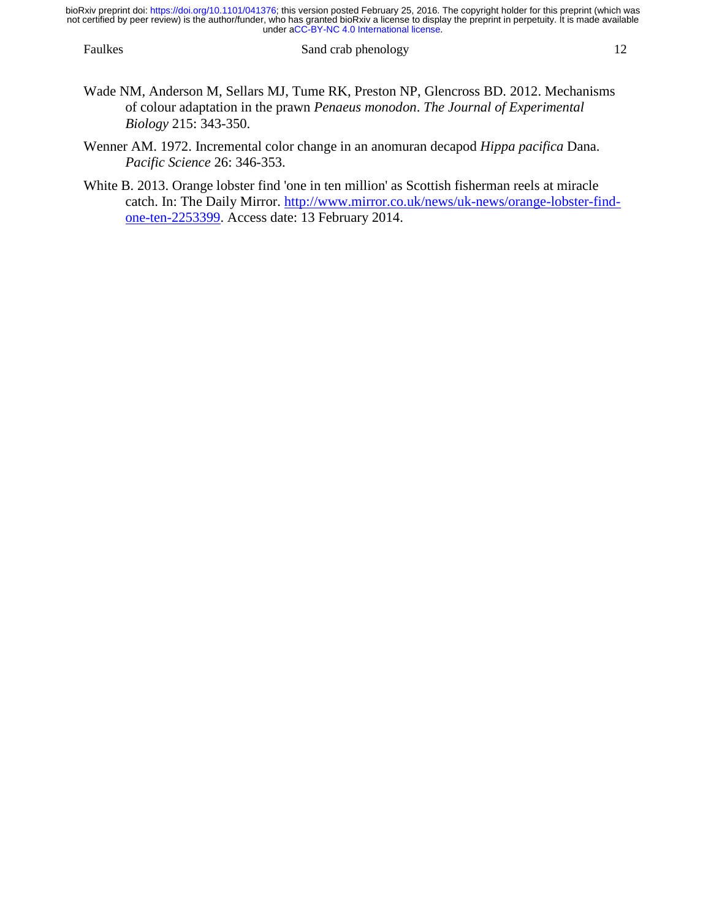Wade NM, Anderson M, Sellars MJ, Tume RK, Preston NP, Glencross BD. 2012. Mechanisms of colour adaptation in the prawn *Penaeus monodon*. *The Journal of Experimental Biology* 215: 343-350.

Wenner AM. 1972. Incremental color change in an anomuran decapod *Hippa pacifica* Dana. *Pacific Science* 26: 346-353.

White B. 2013. Orange lobster find 'one in ten million' as Scottish fisherman reels at miracle catch. In: The Daily Mirror. http://www.mirror.co.uk/news/uk-news/orange-lobster-find-one-ten-2253399. Access date: 13 February 2014.